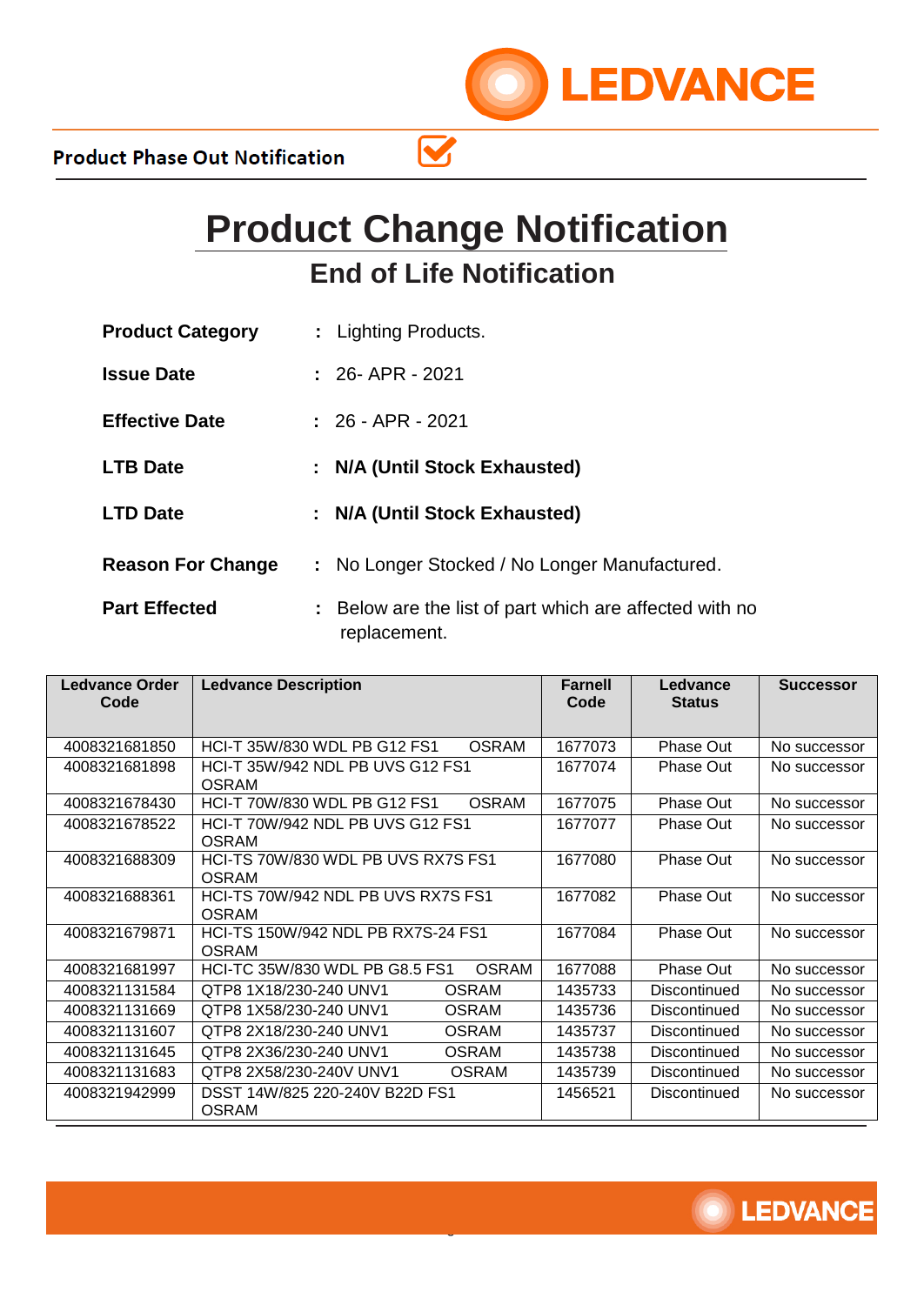Product Phase Out Notification

# Product Change Notification

## End of Life Notification

**Product Category** : Lighting Products.

**Issue Date** : 26- APR - 2021

**Effective Date** : 26 - APR - 2021

**LTB Date** : **N/A (Until Stock Exhausted)**

**LTD Date** : **N/A (Until Stock Exhausted)**

**Reason For Change** : No Longer Stocked / No Longer Manufactured.

**Part Effected** : Below are the list of part which are affected with no replacement.

| Ledvance Order Code | Ledvance Description | Farnell Code | Ledvance Status | Successor |
|---|---|---|---|---|
| 4008321681850 | HCI-T 35W/830 WDL PB G12 FS1 OSRAM | 1677073 | Phase Out | No successor |
| 4008321681898 | HCI-T 35W/942 NDL PB UVS G12 FS1 OSRAM | 1677074 | Phase Out | No successor |
| 4008321678430 | HCI-T 70W/830 WDL PB G12 FS1 OSRAM | 1677075 | Phase Out | No successor |
| 4008321678522 | HCI-T 70W/942 NDL PB UVS G12 FS1 OSRAM | 1677077 | Phase Out | No successor |
| 4008321688309 | HCI-TS 70W/830 WDL PB UVS RX7S FS1 OSRAM | 1677080 | Phase Out | No successor |
| 4008321688361 | HCI-TS 70W/942 NDL PB UVS RX7S FS1 OSRAM | 1677082 | Phase Out | No successor |
| 4008321679871 | HCI-TS 150W/942 NDL PB RX7S-24 FS1 OSRAM | 1677084 | Phase Out | No successor |
| 4008321681997 | HCI-TC 35W/830 WDL PB G8.5 FS1 OSRAM | 1677088 | Phase Out | No successor |
| 4008321131584 | QTP8 1X18/230-240 UNV1 OSRAM | 1435733 | Discontinued | No successor |
| 4008321131669 | QTP8 1X58/230-240 UNV1 OSRAM | 1435736 | Discontinued | No successor |
| 4008321131607 | QTP8 2X18/230-240 UNV1 OSRAM | 1435737 | Discontinued | No successor |
| 4008321131645 | QTP8 2X36/230-240 UNV1 OSRAM | 1435738 | Discontinued | No successor |
| 4008321131683 | QTP8 2X58/230-240V UNV1 OSRAM | 1435739 | Discontinued | No successor |
| 4008321942999 | DSST 14W/825 220-240V B22D FS1 OSRAM | 1456521 | Discontinued | No successor |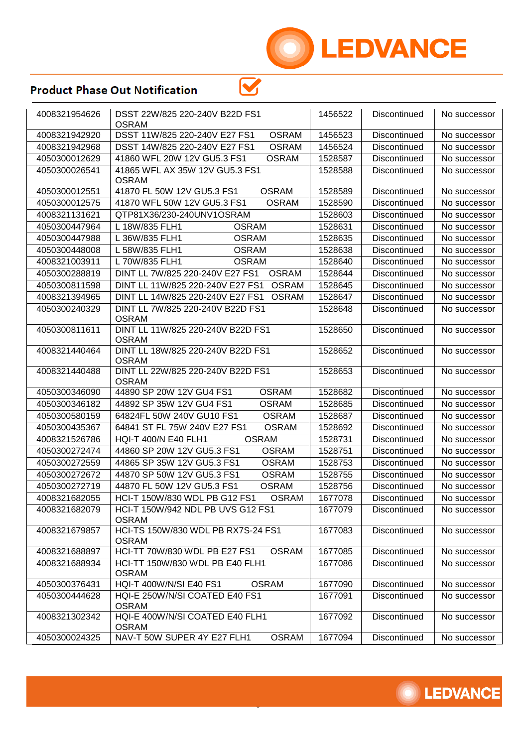## Product Phase Out Notification

| | | | | |
|---|---|---|---|---|
| 4008321954626 | DSST 22W/825 220-240V B22D FS1 OSRAM | 1456522 | Discontinued | No successor |
| 4008321942920 | DSST 11W/825 220-240V E27 FS1 OSRAM | 1456523 | Discontinued | No successor |
| 4008321942968 | DSST 14W/825 220-240V E27 FS1 OSRAM | 1456524 | Discontinued | No successor |
| 4050300012629 | 41860 WFL 20W 12V GU5.3 FS1 OSRAM | 1528587 | Discontinued | No successor |
| 4050300026541 | 41865 WFL AX 35W 12V GU5.3 FS1 OSRAM | 1528588 | Discontinued | No successor |
| 4050300012551 | 41870 FL 50W 12V GU5.3 FS1 OSRAM | 1528589 | Discontinued | No successor |
| 4050300012575 | 41870 WFL 50W 12V GU5.3 FS1 OSRAM | 1528590 | Discontinued | No successor |
| 4008321131621 | QTP81X36/230-240UNV1OSRAM | 1528603 | Discontinued | No successor |
| 4050300447964 | L 18W/835 FLH1 OSRAM | 1528631 | Discontinued | No successor |
| 4050300447988 | L 36W/835 FLH1 OSRAM | 1528635 | Discontinued | No successor |
| 4050300448008 | L 58W/835 FLH1 OSRAM | 1528638 | Discontinued | No successor |
| 4008321003911 | L 70W/835 FLH1 OSRAM | 1528640 | Discontinued | No successor |
| 4050300288819 | DINT LL 7W/825 220-240V E27 FS1 OSRAM | 1528644 | Discontinued | No successor |
| 4050300811598 | DINT LL 11W/825 220-240V E27 FS1 OSRAM | 1528645 | Discontinued | No successor |
| 4008321394965 | DINT LL 14W/825 220-240V E27 FS1 OSRAM | 1528647 | Discontinued | No successor |
| 4050300240329 | DINT LL 7W/825 220-240V B22D FS1 OSRAM | 1528648 | Discontinued | No successor |
| 4050300811611 | DINT LL 11W/825 220-240V B22D FS1 OSRAM | 1528650 | Discontinued | No successor |
| 4008321440464 | DINT LL 18W/825 220-240V B22D FS1 OSRAM | 1528652 | Discontinued | No successor |
| 4008321440488 | DINT LL 22W/825 220-240V B22D FS1 OSRAM | 1528653 | Discontinued | No successor |
| 4050300346090 | 44890 SP 20W 12V GU4 FS1 OSRAM | 1528682 | Discontinued | No successor |
| 4050300346182 | 44892 SP 35W 12V GU4 FS1 OSRAM | 1528685 | Discontinued | No successor |
| 4050300580159 | 64824FL 50W 240V GU10 FS1 OSRAM | 1528687 | Discontinued | No successor |
| 4050300435367 | 64841 ST FL 75W 240V E27 FS1 OSRAM | 1528692 | Discontinued | No successor |
| 4008321526786 | HQI-T 400/N E40 FLH1 OSRAM | 1528731 | Discontinued | No successor |
| 4050300272474 | 44860 SP 20W 12V GU5.3 FS1 OSRAM | 1528751 | Discontinued | No successor |
| 4050300272559 | 44865 SP 35W 12V GU5.3 FS1 OSRAM | 1528753 | Discontinued | No successor |
| 4050300272672 | 44870 SP 50W 12V GU5.3 FS1 OSRAM | 1528755 | Discontinued | No successor |
| 4050300272719 | 44870 FL 50W 12V GU5.3 FS1 OSRAM | 1528756 | Discontinued | No successor |
| 4008321682055 | HCI-T 150W/830 WDL PB G12 FS1 OSRAM | 1677078 | Discontinued | No successor |
| 4008321682079 | HCI-T 150W/942 NDL PB UVS G12 FS1 OSRAM | 1677079 | Discontinued | No successor |
| 4008321679857 | HCI-TS 150W/830 WDL PB RX7S-24 FS1 OSRAM | 1677083 | Discontinued | No successor |
| 4008321688897 | HCI-TT 70W/830 WDL PB E27 FS1 OSRAM | 1677085 | Discontinued | No successor |
| 4008321688934 | HCI-TT 150W/830 WDL PB E40 FLH1 OSRAM | 1677086 | Discontinued | No successor |
| 4050300376431 | HQI-T 400W/N/SI E40 FS1 OSRAM | 1677090 | Discontinued | No successor |
| 4050300444628 | HQI-E 250W/N/SI COATED E40 FS1 OSRAM | 1677091 | Discontinued | No successor |
| 4008321302342 | HQI-E 400W/N/SI COATED E40 FLH1 OSRAM | 1677092 | Discontinued | No successor |
| 4050300024325 | NAV-T 50W SUPER 4Y E27 FLH1 OSRAM | 1677094 | Discontinued | No successor |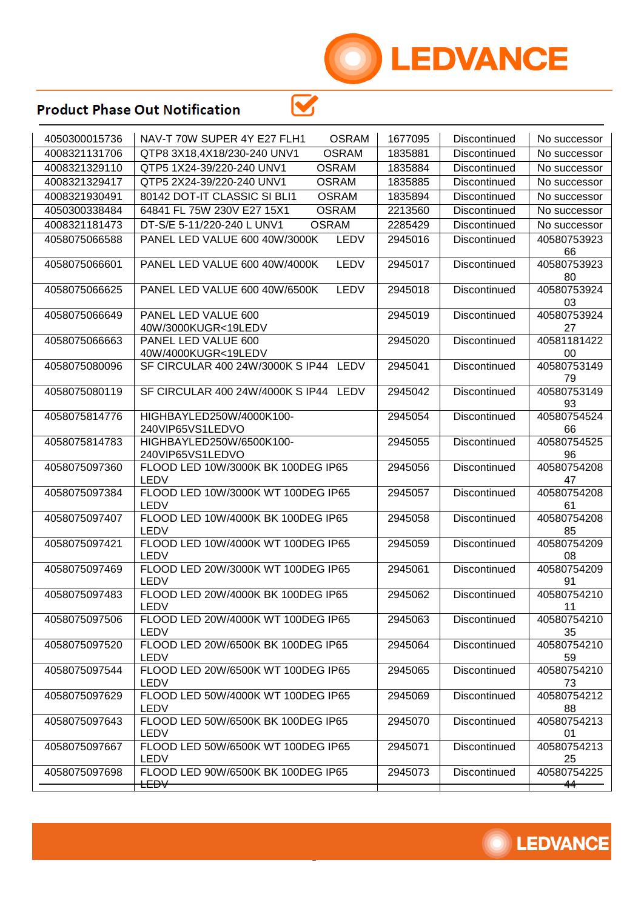## Product Phase Out Notification

| | | | | |
|---|---|---|---|---|
| 4050300015736 | NAV-T 70W SUPER 4Y E27 FLH1 OSRAM | 1677095 | Discontinued | No successor |
| 4008321131706 | QTP8 3X18,4X18/230-240 UNV1 OSRAM | 1835881 | Discontinued | No successor |
| 4008321329110 | QTP5 1X24-39/220-240 UNV1 OSRAM | 1835884 | Discontinued | No successor |
| 4008321329417 | QTP5 2X24-39/220-240 UNV1 OSRAM | 1835885 | Discontinued | No successor |
| 4008321930491 | 80142 DOT-IT CLASSIC SI BLI1 OSRAM | 1835894 | Discontinued | No successor |
| 4050300338484 | 64841 FL 75W 230V E27 15X1 OSRAM | 2213560 | Discontinued | No successor |
| 4008321181473 | DT-S/E 5-11/220-240 L UNV1 OSRAM | 2285429 | Discontinued | No successor |
| 4058075066588 | PANEL LED VALUE 600 40W/3000K LEDV | 2945016 | Discontinued | 4058075392366 |
| 4058075066601 | PANEL LED VALUE 600 40W/4000K LEDV | 2945017 | Discontinued | 4058075392380 |
| 4058075066625 | PANEL LED VALUE 600 40W/6500K LEDV | 2945018 | Discontinued | 4058075392403 |
| 4058075066649 | PANEL LED VALUE 600 40W/3000KUGR<19LEDV | 2945019 | Discontinued | 4058075392427 |
| 4058075066663 | PANEL LED VALUE 600 40W/4000KUGR<19LEDV | 2945020 | Discontinued | 4058118142200 |
| 4058075080096 | SF CIRCULAR 400 24W/3000K S IP44 LEDV | 2945041 | Discontinued | 4058075314979 |
| 4058075080119 | SF CIRCULAR 400 24W/4000K S IP44 LEDV | 2945042 | Discontinued | 4058075314993 |
| 4058075814776 | HIGHBAYLED250W/4000K100-240VIP65VS1LEDVO | 2945054 | Discontinued | 4058075452466 |
| 4058075814783 | HIGHBAYLED250W/6500K100-240VIP65VS1LEDVO | 2945055 | Discontinued | 4058075452596 |
| 4058075097360 | FLOOD LED 10W/3000K BK 100DEG IP65 LEDV | 2945056 | Discontinued | 4058075420847 |
| 4058075097384 | FLOOD LED 10W/3000K WT 100DEG IP65 LEDV | 2945057 | Discontinued | 4058075420861 |
| 4058075097407 | FLOOD LED 10W/4000K BK 100DEG IP65 LEDV | 2945058 | Discontinued | 4058075420885 |
| 4058075097421 | FLOOD LED 10W/4000K WT 100DEG IP65 LEDV | 2945059 | Discontinued | 4058075420908 |
| 4058075097469 | FLOOD LED 20W/3000K WT 100DEG IP65 LEDV | 2945061 | Discontinued | 4058075420991 |
| 4058075097483 | FLOOD LED 20W/4000K BK 100DEG IP65 LEDV | 2945062 | Discontinued | 4058075421011 |
| 4058075097506 | FLOOD LED 20W/4000K WT 100DEG IP65 LEDV | 2945063 | Discontinued | 4058075421035 |
| 4058075097520 | FLOOD LED 20W/6500K BK 100DEG IP65 LEDV | 2945064 | Discontinued | 4058075421059 |
| 4058075097544 | FLOOD LED 20W/6500K WT 100DEG IP65 LEDV | 2945065 | Discontinued | 4058075421073 |
| 4058075097629 | FLOOD LED 50W/4000K WT 100DEG IP65 LEDV | 2945069 | Discontinued | 4058075421288 |
| 4058075097643 | FLOOD LED 50W/6500K BK 100DEG IP65 LEDV | 2945070 | Discontinued | 4058075421301 |
| 4058075097667 | FLOOD LED 50W/6500K WT 100DEG IP65 LEDV | 2945071 | Discontinued | 4058075421325 |
| 4058075097698 | FLOOD LED 90W/6500K BK 100DEG IP65 LEDV | 2945073 | Discontinued | 4058075422544 |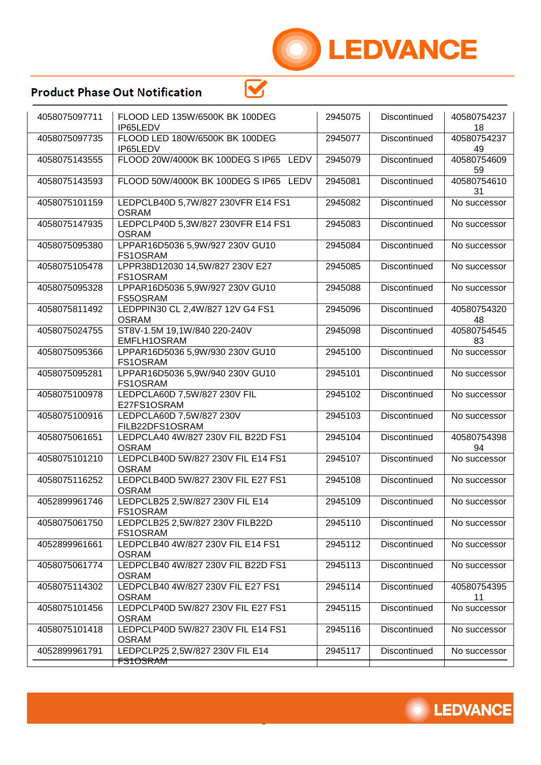## Product Phase Out Notification

| | | | | |
|---|---|---|---|---|
| 4058075097711 | FLOOD LED 135W/6500K BK 100DEG IP65LEDV | 2945075 | Discontinued | 4058075423718 |
| 4058075097735 | FLOOD LED 180W/6500K BK 100DEG IP65LEDV | 2945077 | Discontinued | 4058075423749 |
| 4058075143555 | FLOOD 20W/4000K BK 100DEG S IP65 LEDV | 2945079 | Discontinued | 4058075460959 |
| 4058075143593 | FLOOD 50W/4000K BK 100DEG S IP65 LEDV | 2945081 | Discontinued | 4058075461031 |
| 4058075101159 | LEDPCLB40D 5,7W/827 230VFR E14 FS1 OSRAM | 2945082 | Discontinued | No successor |
| 4058075147935 | LEDPCLP40D 5,3W/827 230VFR E14 FS1 OSRAM | 2945083 | Discontinued | No successor |
| 4058075095380 | LPPAR16D5036 5,9W/927 230V GU10 FS1OSRAM | 2945084 | Discontinued | No successor |
| 4058075105478 | LPPR38D12030 14,5W/827 230V E27 FS1OSRAM | 2945085 | Discontinued | No successor |
| 4058075095328 | LPPAR16D5036 5,9W/927 230V GU10 FS5OSRAM | 2945088 | Discontinued | No successor |
| 4058075811492 | LEDPPIN30 CL 2,4W/827 12V G4 FS1 OSRAM | 2945096 | Discontinued | 4058075432048 |
| 4058075024755 | ST8V-1.5M 19,1W/840 220-240V EMFLH1OSRAM | 2945098 | Discontinued | 4058075454583 |
| 4058075095366 | LPPAR16D5036 5,9W/930 230V GU10 FS1OSRAM | 2945100 | Discontinued | No successor |
| 4058075095281 | LPPAR16D5036 5,9W/940 230V GU10 FS1OSRAM | 2945101 | Discontinued | No successor |
| 4058075100978 | LEDPCLA60D 7,5W/827 230V FIL E27FS1OSRAM | 2945102 | Discontinued | No successor |
| 4058075100916 | LEDPCLA60D 7,5W/827 230V FILB22DFS1OSRAM | 2945103 | Discontinued | No successor |
| 4058075061651 | LEDPCLA40 4W/827 230V FIL B22D FS1 OSRAM | 2945104 | Discontinued | 4058075439894 |
| 4058075101210 | LEDPCLB40D 5W/827 230V FIL E14 FS1 OSRAM | 2945107 | Discontinued | No successor |
| 4058075116252 | LEDPCLB40D 5W/827 230V FIL E27 FS1 OSRAM | 2945108 | Discontinued | No successor |
| 4052899961746 | LEDPCLB25 2,5W/827 230V FIL E14 FS1OSRAM | 2945109 | Discontinued | No successor |
| 4058075061750 | LEDPCLB25 2,5W/827 230V FILB22D FS1OSRAM | 2945110 | Discontinued | No successor |
| 4052899961661 | LEDPCLB40 4W/827 230V FIL E14 FS1 OSRAM | 2945112 | Discontinued | No successor |
| 4058075061774 | LEDPCLB40 4W/827 230V FIL B22D FS1 OSRAM | 2945113 | Discontinued | No successor |
| 4058075114302 | LEDPCLB40 4W/827 230V FIL E27 FS1 OSRAM | 2945114 | Discontinued | 4058075439511 |
| 4058075101456 | LEDPCLP40D 5W/827 230V FIL E27 FS1 OSRAM | 2945115 | Discontinued | No successor |
| 4058075101418 | LEDPCLP40D 5W/827 230V FIL E14 FS1 OSRAM | 2945116 | Discontinued | No successor |
| 4052899961791 | LEDPCLP25 2,5W/827 230V FIL E14 FS1OSRAM | 2945117 | Discontinued | No successor |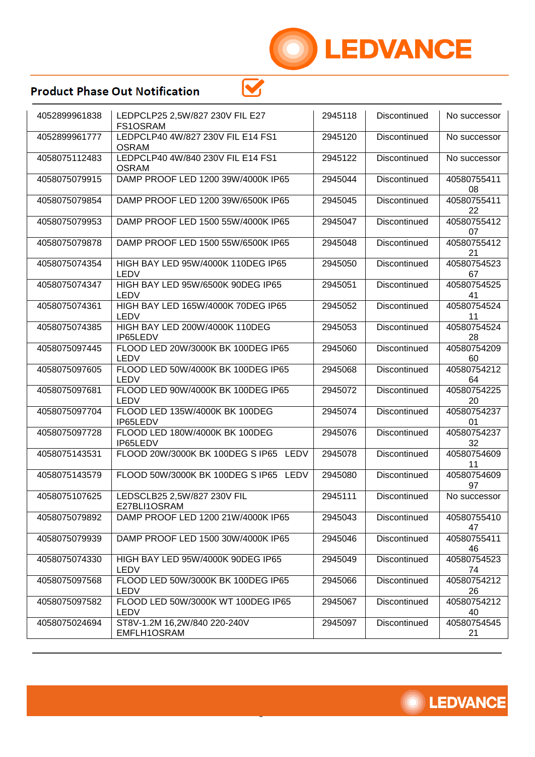## Product Phase Out Notification

| | | | | |
|---|---|---|---|---|
| 4052899961838 | LEDPCLP25 2,5W/827 230V FIL E27 FS1OSRAM | 2945118 | Discontinued | No successor |
| 4052899961777 | LEDPCLP40 4W/827 230V FIL E14 FS1 OSRAM | 2945120 | Discontinued | No successor |
| 4058075112483 | LEDPCLP40 4W/840 230V FIL E14 FS1 OSRAM | 2945122 | Discontinued | No successor |
| 4058075079915 | DAMP PROOF LED 1200 39W/4000K IP65 | 2945044 | Discontinued | 4058075541108 |
| 4058075079854 | DAMP PROOF LED 1200 39W/6500K IP65 | 2945045 | Discontinued | 4058075541122 |
| 4058075079953 | DAMP PROOF LED 1500 55W/4000K IP65 | 2945047 | Discontinued | 4058075541207 |
| 4058075079878 | DAMP PROOF LED 1500 55W/6500K IP65 | 2945048 | Discontinued | 4058075541221 |
| 4058075074354 | HIGH BAY LED 95W/4000K 110DEG IP65 LEDV | 2945050 | Discontinued | 4058075452367 |
| 4058075074347 | HIGH BAY LED 95W/6500K 90DEG IP65 LEDV | 2945051 | Discontinued | 4058075452541 |
| 4058075074361 | HIGH BAY LED 165W/4000K 70DEG IP65 LEDV | 2945052 | Discontinued | 4058075452411 |
| 4058075074385 | HIGH BAY LED 200W/4000K 110DEG IP65LEDV | 2945053 | Discontinued | 4058075452428 |
| 4058075097445 | FLOOD LED 20W/3000K BK 100DEG IP65 LEDV | 2945060 | Discontinued | 4058075420960 |
| 4058075097605 | FLOOD LED 50W/4000K BK 100DEG IP65 LEDV | 2945068 | Discontinued | 4058075421264 |
| 4058075097681 | FLOOD LED 90W/4000K BK 100DEG IP65 LEDV | 2945072 | Discontinued | 4058075422520 |
| 4058075097704 | FLOOD LED 135W/4000K BK 100DEG IP65LEDV | 2945074 | Discontinued | 4058075423701 |
| 4058075097728 | FLOOD LED 180W/4000K BK 100DEG IP65LEDV | 2945076 | Discontinued | 4058075423732 |
| 4058075143531 | FLOOD 20W/3000K BK 100DEG S IP65 LEDV | 2945078 | Discontinued | 4058075460911 |
| 4058075143579 | FLOOD 50W/3000K BK 100DEG S IP65 LEDV | 2945080 | Discontinued | 4058075460997 |
| 4058075107625 | LEDSCLB25 2,5W/827 230V FIL E27BLI1OSRAM | 2945111 | Discontinued | No successor |
| 4058075079892 | DAMP PROOF LED 1200 21W/4000K IP65 | 2945043 | Discontinued | 4058075541047 |
| 4058075079939 | DAMP PROOF LED 1500 30W/4000K IP65 | 2945046 | Discontinued | 4058075541146 |
| 4058075074330 | HIGH BAY LED 95W/4000K 90DEG IP65 LEDV | 2945049 | Discontinued | 4058075452374 |
| 4058075097568 | FLOOD LED 50W/3000K BK 100DEG IP65 LEDV | 2945066 | Discontinued | 4058075421226 |
| 4058075097582 | FLOOD LED 50W/3000K WT 100DEG IP65 LEDV | 2945067 | Discontinued | 4058075421240 |
| 4058075024694 | ST8V-1.2M 16,2W/840 220-240V EMFLH1OSRAM | 2945097 | Discontinued | 4058075454521 |